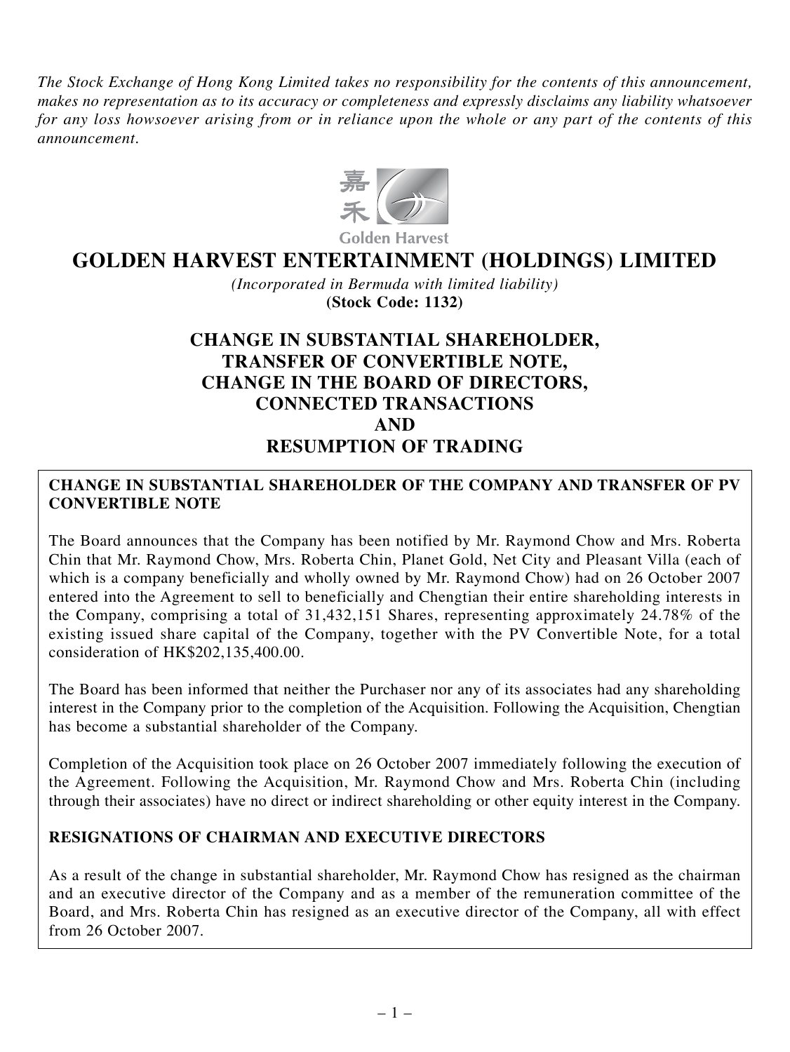*The Stock Exchange of Hong Kong Limited takes no responsibility for the contents of this announcement, makes no representation as to its accuracy or completeness and expressly disclaims any liability whatsoever for any loss howsoever arising from or in reliance upon the whole or any part of the contents of this announcement.*

嘉禾 Golden Harvest

# GOLDEN HARVEST ENTERTAINMENT (HOLDINGS) LIMITED

*(Incorporated in Bermuda with limited liability)*
**(Stock Code: 1132)**

## CHANGE IN SUBSTANTIAL SHAREHOLDER, TRANSFER OF CONVERTIBLE NOTE, CHANGE IN THE BOARD OF DIRECTORS, CONNECTED TRANSACTIONS AND RESUMPTION OF TRADING

**CHANGE IN SUBSTANTIAL SHAREHOLDER OF THE COMPANY AND TRANSFER OF PV CONVERTIBLE NOTE**

The Board announces that the Company has been notified by Mr. Raymond Chow and Mrs. Roberta Chin that Mr. Raymond Chow, Mrs. Roberta Chin, Planet Gold, Net City and Pleasant Villa (each of which is a company beneficially and wholly owned by Mr. Raymond Chow) had on 26 October 2007 entered into the Agreement to sell to beneficially and Chengtian their entire shareholding interests in the Company, comprising a total of 31,432,151 Shares, representing approximately 24.78% of the existing issued share capital of the Company, together with the PV Convertible Note, for a total consideration of HK$202,135,400.00.

The Board has been informed that neither the Purchaser nor any of its associates had any shareholding interest in the Company prior to the completion of the Acquisition. Following the Acquisition, Chengtian has become a substantial shareholder of the Company.

Completion of the Acquisition took place on 26 October 2007 immediately following the execution of the Agreement. Following the Acquisition, Mr. Raymond Chow and Mrs. Roberta Chin (including through their associates) have no direct or indirect shareholding or other equity interest in the Company.

**RESIGNATIONS OF CHAIRMAN AND EXECUTIVE DIRECTORS**

As a result of the change in substantial shareholder, Mr. Raymond Chow has resigned as the chairman and an executive director of the Company and as a member of the remuneration committee of the Board, and Mrs. Roberta Chin has resigned as an executive director of the Company, all with effect from 26 October 2007.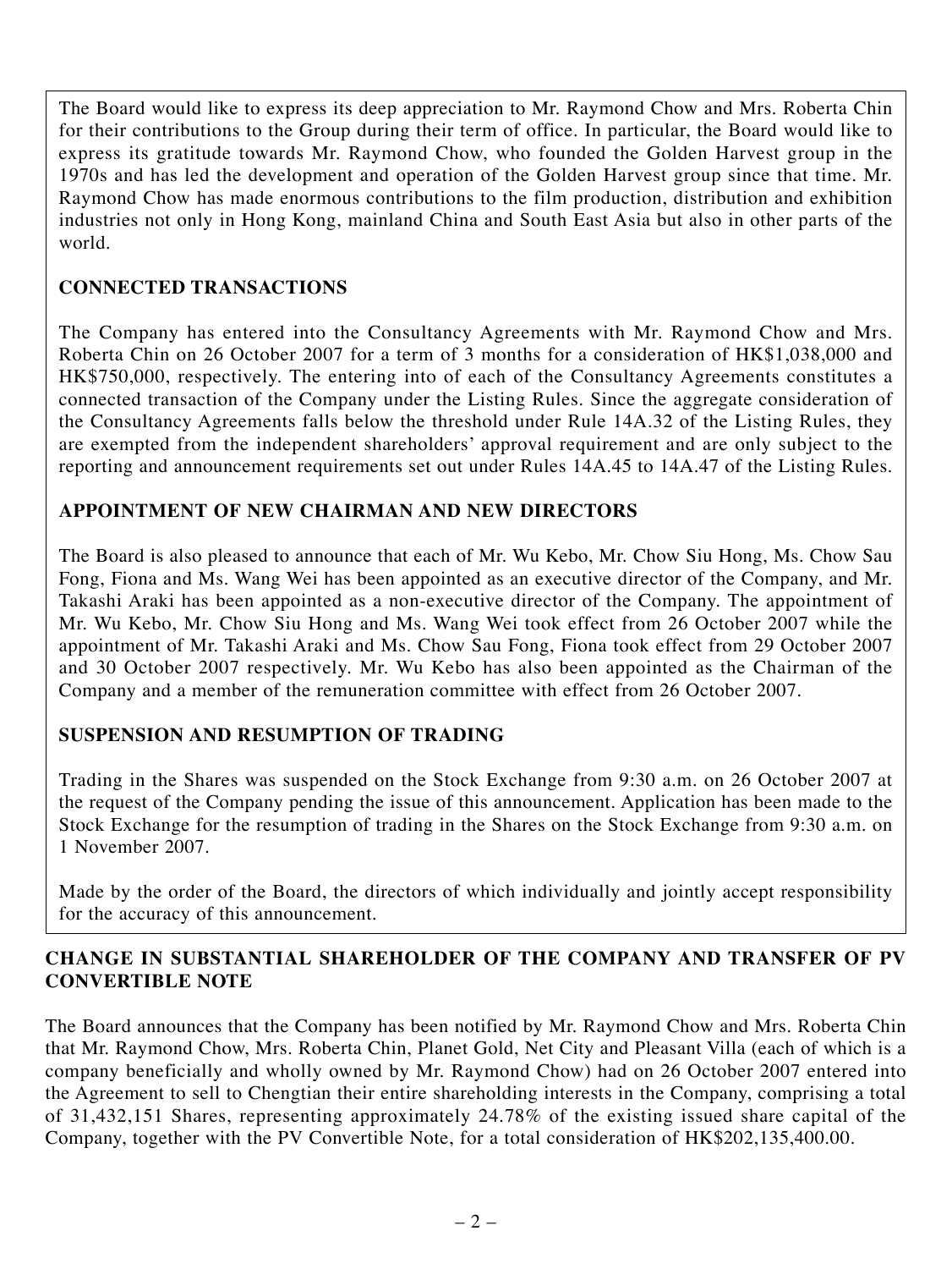The Board would like to express its deep appreciation to Mr. Raymond Chow and Mrs. Roberta Chin for their contributions to the Group during their term of office. In particular, the Board would like to express its gratitude towards Mr. Raymond Chow, who founded the Golden Harvest group in the 1970s and has led the development and operation of the Golden Harvest group since that time. Mr. Raymond Chow has made enormous contributions to the film production, distribution and exhibition industries not only in Hong Kong, mainland China and South East Asia but also in other parts of the world.

**CONNECTED TRANSACTIONS**

The Company has entered into the Consultancy Agreements with Mr. Raymond Chow and Mrs. Roberta Chin on 26 October 2007 for a term of 3 months for a consideration of HK$1,038,000 and HK$750,000, respectively. The entering into of each of the Consultancy Agreements constitutes a connected transaction of the Company under the Listing Rules. Since the aggregate consideration of the Consultancy Agreements falls below the threshold under Rule 14A.32 of the Listing Rules, they are exempted from the independent shareholders' approval requirement and are only subject to the reporting and announcement requirements set out under Rules 14A.45 to 14A.47 of the Listing Rules.

**APPOINTMENT OF NEW CHAIRMAN AND NEW DIRECTORS**

The Board is also pleased to announce that each of Mr. Wu Kebo, Mr. Chow Siu Hong, Ms. Chow Sau Fong, Fiona and Ms. Wang Wei has been appointed as an executive director of the Company, and Mr. Takashi Araki has been appointed as a non-executive director of the Company. The appointment of Mr. Wu Kebo, Mr. Chow Siu Hong and Ms. Wang Wei took effect from 26 October 2007 while the appointment of Mr. Takashi Araki and Ms. Chow Sau Fong, Fiona took effect from 29 October 2007 and 30 October 2007 respectively. Mr. Wu Kebo has also been appointed as the Chairman of the Company and a member of the remuneration committee with effect from 26 October 2007.

**SUSPENSION AND RESUMPTION OF TRADING**

Trading in the Shares was suspended on the Stock Exchange from 9:30 a.m. on 26 October 2007 at the request of the Company pending the issue of this announcement. Application has been made to the Stock Exchange for the resumption of trading in the Shares on the Stock Exchange from 9:30 a.m. on 1 November 2007.

Made by the order of the Board, the directors of which individually and jointly accept responsibility for the accuracy of this announcement.

**CHANGE IN SUBSTANTIAL SHAREHOLDER OF THE COMPANY AND TRANSFER OF PV CONVERTIBLE NOTE**

The Board announces that the Company has been notified by Mr. Raymond Chow and Mrs. Roberta Chin that Mr. Raymond Chow, Mrs. Roberta Chin, Planet Gold, Net City and Pleasant Villa (each of which is a company beneficially and wholly owned by Mr. Raymond Chow) had on 26 October 2007 entered into the Agreement to sell to Chengtian their entire shareholding interests in the Company, comprising a total of 31,432,151 Shares, representing approximately 24.78% of the existing issued share capital of the Company, together with the PV Convertible Note, for a total consideration of HK$202,135,400.00.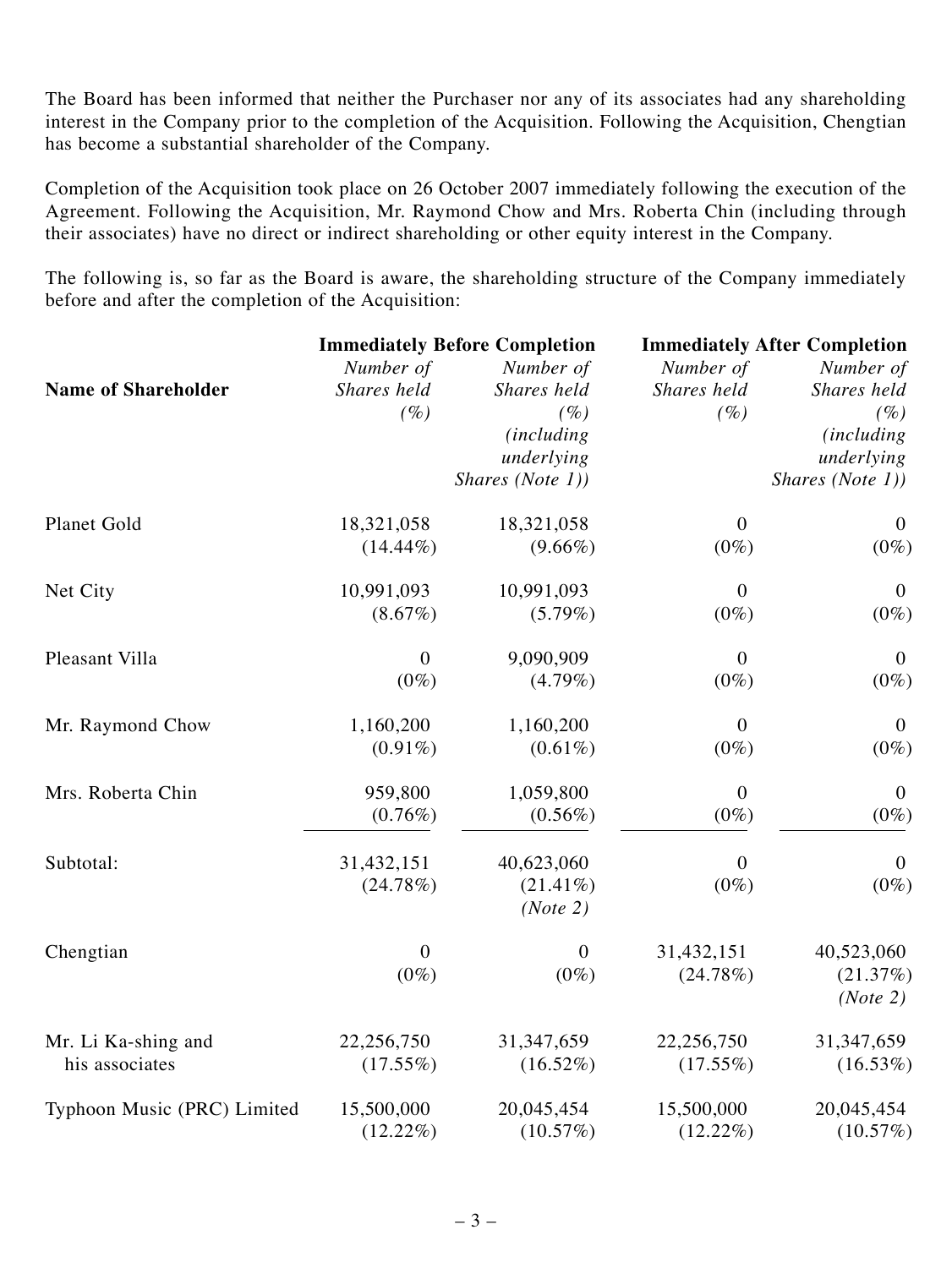The Board has been informed that neither the Purchaser nor any of its associates had any shareholding interest in the Company prior to the completion of the Acquisition. Following the Acquisition, Chengtian has become a substantial shareholder of the Company.

Completion of the Acquisition took place on 26 October 2007 immediately following the execution of the Agreement. Following the Acquisition, Mr. Raymond Chow and Mrs. Roberta Chin (including through their associates) have no direct or indirect shareholding or other equity interest in the Company.

The following is, so far as the Board is aware, the shareholding structure of the Company immediately before and after the completion of the Acquisition:

| | **Immediately Before Completion** | | **Immediately After Completion** | |
|---|---|---|---|---|
| **Name of Shareholder** | *Number of Shares held (%)* | *Number of Shares held (%) (including underlying Shares (Note 1))* | *Number of Shares held (%)* | *Number of Shares held (%) (including underlying Shares (Note 1))* |
| Planet Gold | 18,321,058 (14.44%) | 18,321,058 (9.66%) | 0 (0%) | 0 (0%) |
| Net City | 10,991,093 (8.67%) | 10,991,093 (5.79%) | 0 (0%) | 0 (0%) |
| Pleasant Villa | 0 (0%) | 9,090,909 (4.79%) | 0 (0%) | 0 (0%) |
| Mr. Raymond Chow | 1,160,200 (0.91%) | 1,160,200 (0.61%) | 0 (0%) | 0 (0%) |
| Mrs. Roberta Chin | 959,800 (0.76%) | 1,059,800 (0.56%) | 0 (0%) | 0 (0%) |
| Subtotal: | 31,432,151 (24.78%) | 40,623,060 (21.41%) *(Note 2)* | 0 (0%) | 0 (0%) |
| Chengtian | 0 (0%) | 0 (0%) | 31,432,151 (24.78%) | 40,523,060 (21.37%) *(Note 2)* |
| Mr. Li Ka-shing and his associates | 22,256,750 (17.55%) | 31,347,659 (16.52%) | 22,256,750 (17.55%) | 31,347,659 (16.53%) |
| Typhoon Music (PRC) Limited | 15,500,000 (12.22%) | 20,045,454 (10.57%) | 15,500,000 (12.22%) | 20,045,454 (10.57%) |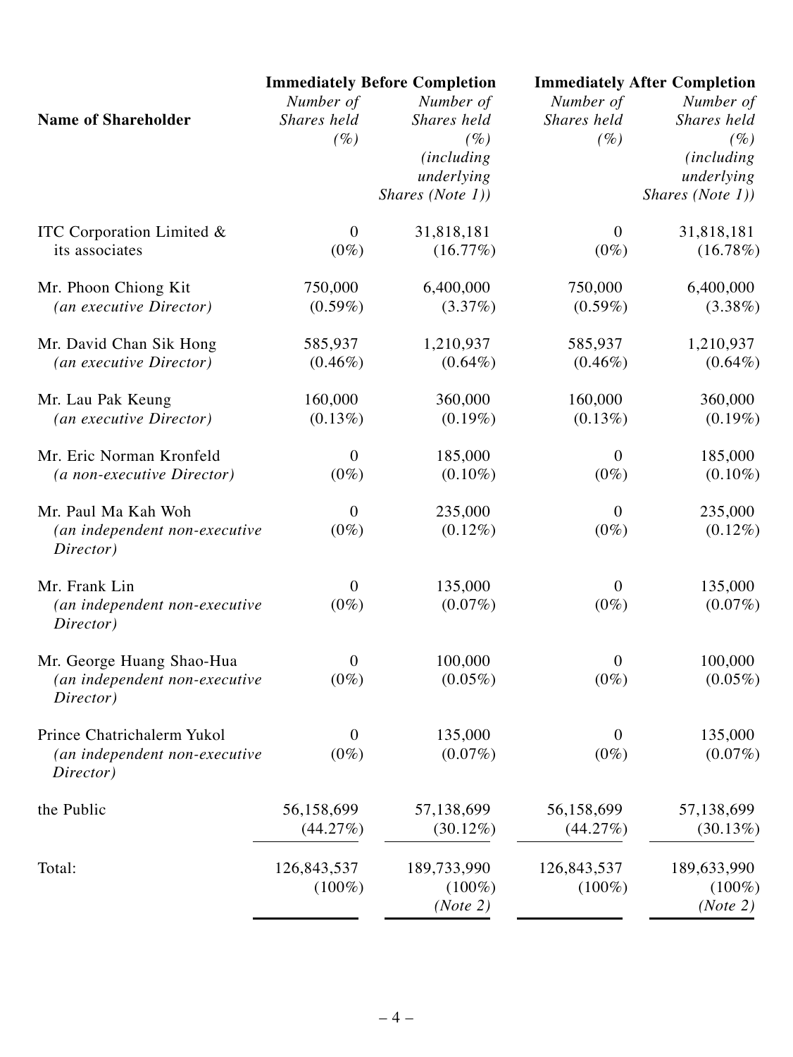| Name of Shareholder | Immediately Before Completion | | Immediately After Completion | |
|---|---|---|---|---|
| | *Number of Shares held (%)* | *Number of Shares held (%) (including underlying Shares (Note 1))* | *Number of Shares held (%)* | *Number of Shares held (%) (including underlying Shares (Note 1))* |
| ITC Corporation Limited & its associates | 0 (0%) | 31,818,181 (16.77%) | 0 (0%) | 31,818,181 (16.78%) |
| Mr. Phoon Chiong Kit *(an executive Director)* | 750,000 (0.59%) | 6,400,000 (3.37%) | 750,000 (0.59%) | 6,400,000 (3.38%) |
| Mr. David Chan Sik Hong *(an executive Director)* | 585,937 (0.46%) | 1,210,937 (0.64%) | 585,937 (0.46%) | 1,210,937 (0.64%) |
| Mr. Lau Pak Keung *(an executive Director)* | 160,000 (0.13%) | 360,000 (0.19%) | 160,000 (0.13%) | 360,000 (0.19%) |
| Mr. Eric Norman Kronfeld *(a non-executive Director)* | 0 (0%) | 185,000 (0.10%) | 0 (0%) | 185,000 (0.10%) |
| Mr. Paul Ma Kah Woh *(an independent non-executive Director)* | 0 (0%) | 235,000 (0.12%) | 0 (0%) | 235,000 (0.12%) |
| Mr. Frank Lin *(an independent non-executive Director)* | 0 (0%) | 135,000 (0.07%) | 0 (0%) | 135,000 (0.07%) |
| Mr. George Huang Shao-Hua *(an independent non-executive Director)* | 0 (0%) | 100,000 (0.05%) | 0 (0%) | 100,000 (0.05%) |
| Prince Chatrichalerm Yukol *(an independent non-executive Director)* | 0 (0%) | 135,000 (0.07%) | 0 (0%) | 135,000 (0.07%) |
| the Public | 56,158,699 (44.27%) | 57,138,699 (30.12%) | 56,158,699 (44.27%) | 57,138,699 (30.13%) |
| Total: | 126,843,537 (100%) | 189,733,990 (100%) *(Note 2)* | 126,843,537 (100%) | 189,633,990 (100%) *(Note 2)* |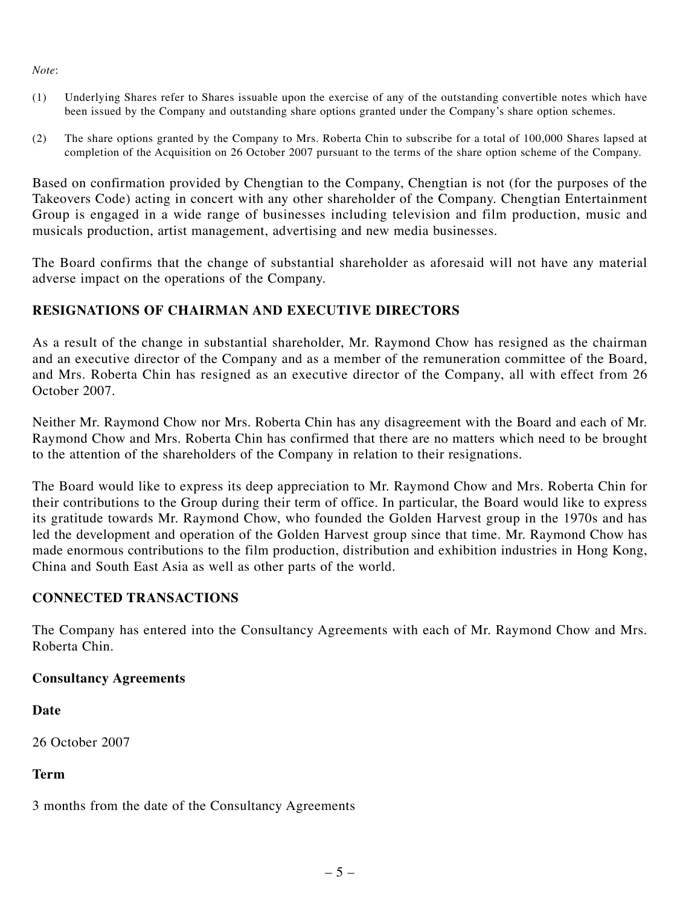*Note*:

(1) Underlying Shares refer to Shares issuable upon the exercise of any of the outstanding convertible notes which have been issued by the Company and outstanding share options granted under the Company's share option schemes.

(2) The share options granted by the Company to Mrs. Roberta Chin to subscribe for a total of 100,000 Shares lapsed at completion of the Acquisition on 26 October 2007 pursuant to the terms of the share option scheme of the Company.

Based on confirmation provided by Chengtian to the Company, Chengtian is not (for the purposes of the Takeovers Code) acting in concert with any other shareholder of the Company. Chengtian Entertainment Group is engaged in a wide range of businesses including television and film production, music and musicals production, artist management, advertising and new media businesses.

The Board confirms that the change of substantial shareholder as aforesaid will not have any material adverse impact on the operations of the Company.

## RESIGNATIONS OF CHAIRMAN AND EXECUTIVE DIRECTORS

As a result of the change in substantial shareholder, Mr. Raymond Chow has resigned as the chairman and an executive director of the Company and as a member of the remuneration committee of the Board, and Mrs. Roberta Chin has resigned as an executive director of the Company, all with effect from 26 October 2007.

Neither Mr. Raymond Chow nor Mrs. Roberta Chin has any disagreement with the Board and each of Mr. Raymond Chow and Mrs. Roberta Chin has confirmed that there are no matters which need to be brought to the attention of the shareholders of the Company in relation to their resignations.

The Board would like to express its deep appreciation to Mr. Raymond Chow and Mrs. Roberta Chin for their contributions to the Group during their term of office. In particular, the Board would like to express its gratitude towards Mr. Raymond Chow, who founded the Golden Harvest group in the 1970s and has led the development and operation of the Golden Harvest group since that time. Mr. Raymond Chow has made enormous contributions to the film production, distribution and exhibition industries in Hong Kong, China and South East Asia as well as other parts of the world.

## CONNECTED TRANSACTIONS

The Company has entered into the Consultancy Agreements with each of Mr. Raymond Chow and Mrs. Roberta Chin.

### Consultancy Agreements

**Date**

26 October 2007

**Term**

3 months from the date of the Consultancy Agreements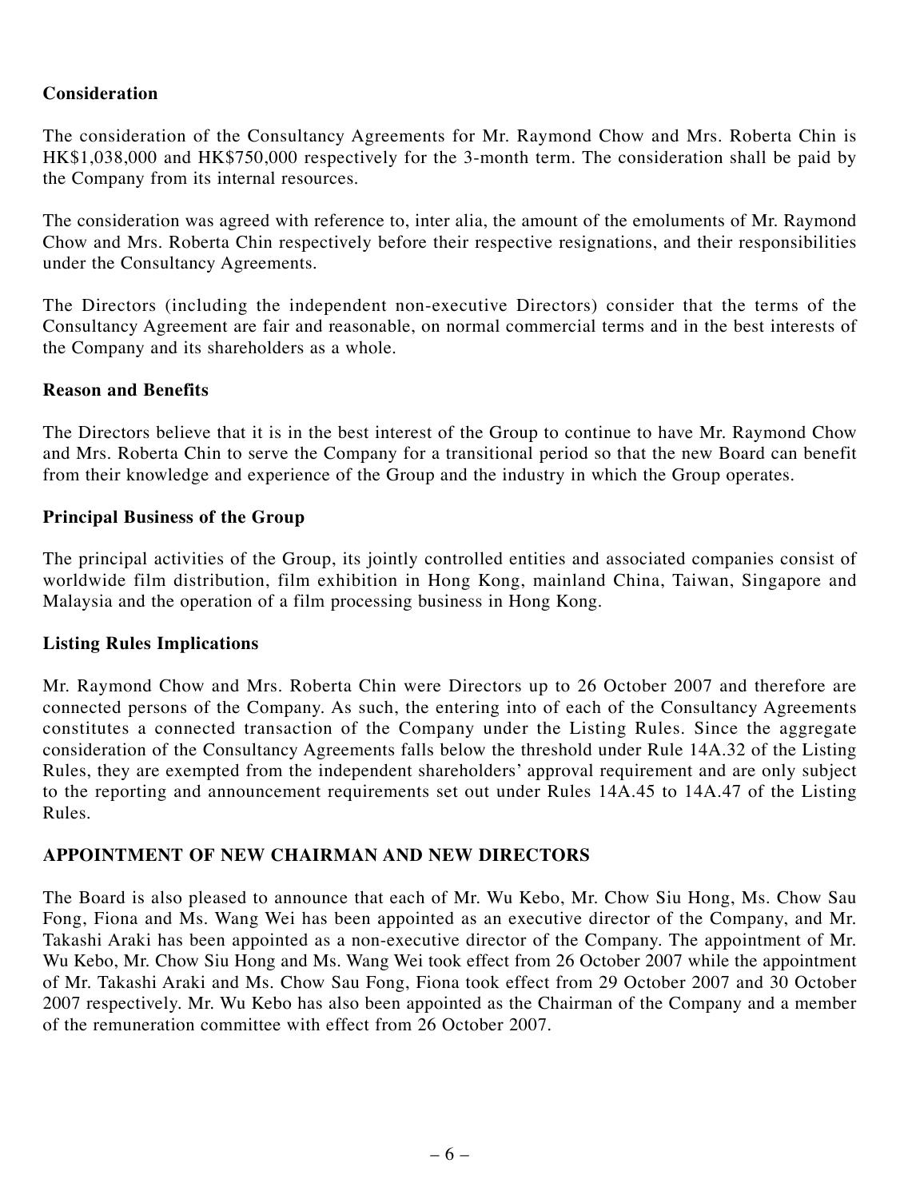**Consideration**

The consideration of the Consultancy Agreements for Mr. Raymond Chow and Mrs. Roberta Chin is HK$1,038,000 and HK$750,000 respectively for the 3-month term. The consideration shall be paid by the Company from its internal resources.

The consideration was agreed with reference to, inter alia, the amount of the emoluments of Mr. Raymond Chow and Mrs. Roberta Chin respectively before their respective resignations, and their responsibilities under the Consultancy Agreements.

The Directors (including the independent non-executive Directors) consider that the terms of the Consultancy Agreement are fair and reasonable, on normal commercial terms and in the best interests of the Company and its shareholders as a whole.

**Reason and Benefits**

The Directors believe that it is in the best interest of the Group to continue to have Mr. Raymond Chow and Mrs. Roberta Chin to serve the Company for a transitional period so that the new Board can benefit from their knowledge and experience of the Group and the industry in which the Group operates.

**Principal Business of the Group**

The principal activities of the Group, its jointly controlled entities and associated companies consist of worldwide film distribution, film exhibition in Hong Kong, mainland China, Taiwan, Singapore and Malaysia and the operation of a film processing business in Hong Kong.

**Listing Rules Implications**

Mr. Raymond Chow and Mrs. Roberta Chin were Directors up to 26 October 2007 and therefore are connected persons of the Company. As such, the entering into of each of the Consultancy Agreements constitutes a connected transaction of the Company under the Listing Rules. Since the aggregate consideration of the Consultancy Agreements falls below the threshold under Rule 14A.32 of the Listing Rules, they are exempted from the independent shareholders' approval requirement and are only subject to the reporting and announcement requirements set out under Rules 14A.45 to 14A.47 of the Listing Rules.

**APPOINTMENT OF NEW CHAIRMAN AND NEW DIRECTORS**

The Board is also pleased to announce that each of Mr. Wu Kebo, Mr. Chow Siu Hong, Ms. Chow Sau Fong, Fiona and Ms. Wang Wei has been appointed as an executive director of the Company, and Mr. Takashi Araki has been appointed as a non-executive director of the Company. The appointment of Mr. Wu Kebo, Mr. Chow Siu Hong and Ms. Wang Wei took effect from 26 October 2007 while the appointment of Mr. Takashi Araki and Ms. Chow Sau Fong, Fiona took effect from 29 October 2007 and 30 October 2007 respectively. Mr. Wu Kebo has also been appointed as the Chairman of the Company and a member of the remuneration committee with effect from 26 October 2007.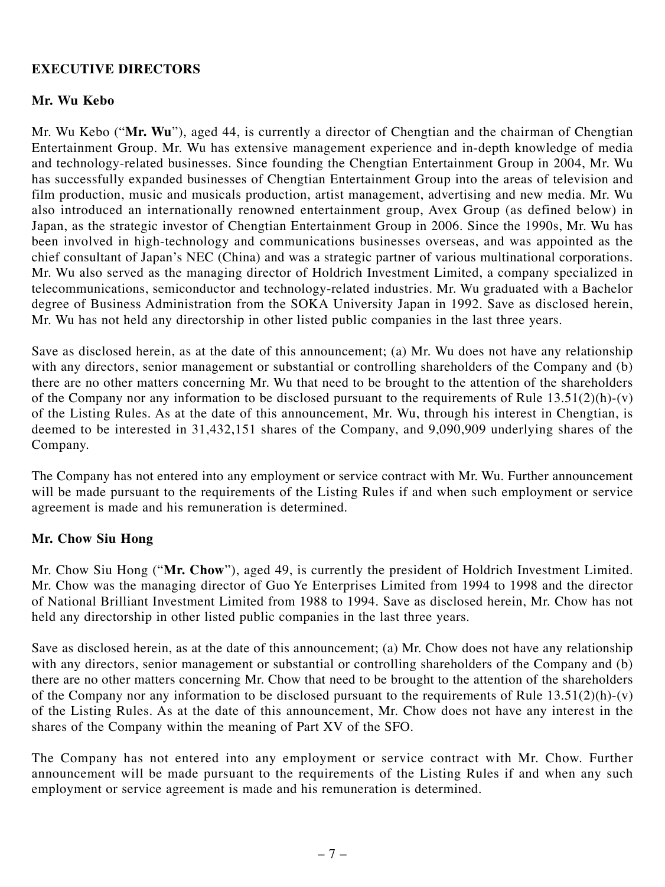## EXECUTIVE DIRECTORS

### Mr. Wu Kebo

Mr. Wu Kebo ("**Mr. Wu**"), aged 44, is currently a director of Chengtian and the chairman of Chengtian Entertainment Group. Mr. Wu has extensive management experience and in-depth knowledge of media and technology-related businesses. Since founding the Chengtian Entertainment Group in 2004, Mr. Wu has successfully expanded businesses of Chengtian Entertainment Group into the areas of television and film production, music and musicals production, artist management, advertising and new media. Mr. Wu also introduced an internationally renowned entertainment group, Avex Group (as defined below) in Japan, as the strategic investor of Chengtian Entertainment Group in 2006. Since the 1990s, Mr. Wu has been involved in high-technology and communications businesses overseas, and was appointed as the chief consultant of Japan's NEC (China) and was a strategic partner of various multinational corporations. Mr. Wu also served as the managing director of Holdrich Investment Limited, a company specialized in telecommunications, semiconductor and technology-related industries. Mr. Wu graduated with a Bachelor degree of Business Administration from the SOKA University Japan in 1992. Save as disclosed herein, Mr. Wu has not held any directorship in other listed public companies in the last three years.

Save as disclosed herein, as at the date of this announcement; (a) Mr. Wu does not have any relationship with any directors, senior management or substantial or controlling shareholders of the Company and (b) there are no other matters concerning Mr. Wu that need to be brought to the attention of the shareholders of the Company nor any information to be disclosed pursuant to the requirements of Rule 13.51(2)(h)-(v) of the Listing Rules. As at the date of this announcement, Mr. Wu, through his interest in Chengtian, is deemed to be interested in 31,432,151 shares of the Company, and 9,090,909 underlying shares of the Company.

The Company has not entered into any employment or service contract with Mr. Wu. Further announcement will be made pursuant to the requirements of the Listing Rules if and when such employment or service agreement is made and his remuneration is determined.

### Mr. Chow Siu Hong

Mr. Chow Siu Hong ("**Mr. Chow**"), aged 49, is currently the president of Holdrich Investment Limited. Mr. Chow was the managing director of Guo Ye Enterprises Limited from 1994 to 1998 and the director of National Brilliant Investment Limited from 1988 to 1994. Save as disclosed herein, Mr. Chow has not held any directorship in other listed public companies in the last three years.

Save as disclosed herein, as at the date of this announcement; (a) Mr. Chow does not have any relationship with any directors, senior management or substantial or controlling shareholders of the Company and (b) there are no other matters concerning Mr. Chow that need to be brought to the attention of the shareholders of the Company nor any information to be disclosed pursuant to the requirements of Rule 13.51(2)(h)-(v) of the Listing Rules. As at the date of this announcement, Mr. Chow does not have any interest in the shares of the Company within the meaning of Part XV of the SFO.

The Company has not entered into any employment or service contract with Mr. Chow. Further announcement will be made pursuant to the requirements of the Listing Rules if and when any such employment or service agreement is made and his remuneration is determined.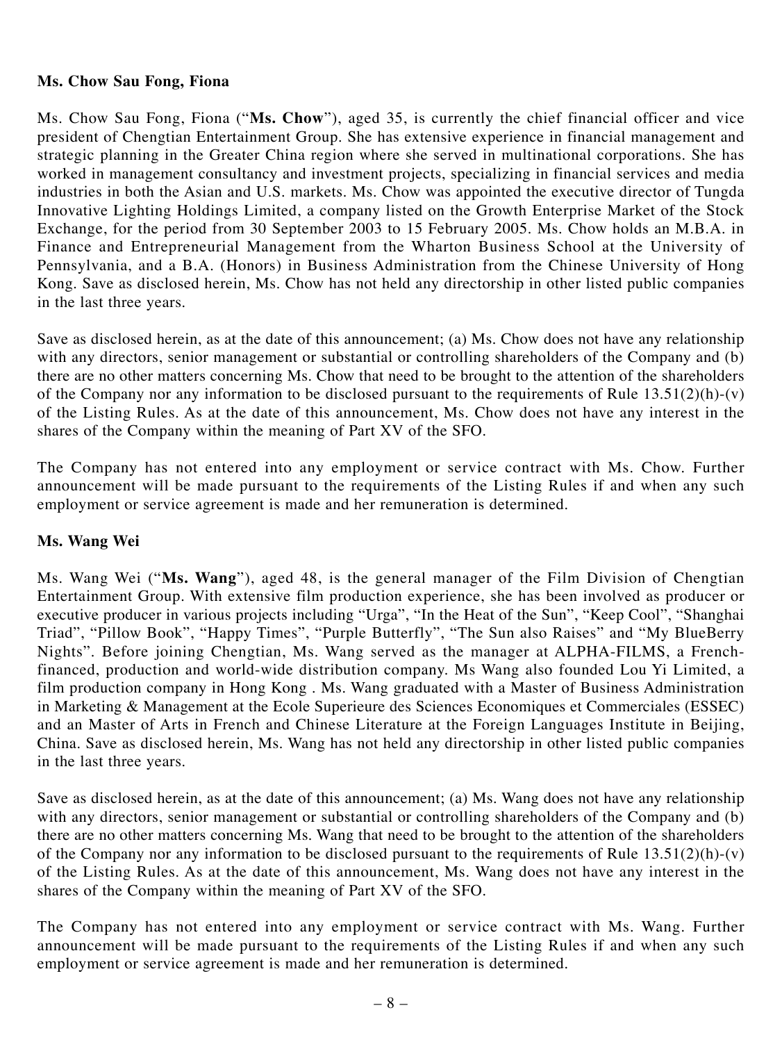**Ms. Chow Sau Fong, Fiona**

Ms. Chow Sau Fong, Fiona ("**Ms. Chow**"), aged 35, is currently the chief financial officer and vice president of Chengtian Entertainment Group. She has extensive experience in financial management and strategic planning in the Greater China region where she served in multinational corporations. She has worked in management consultancy and investment projects, specializing in financial services and media industries in both the Asian and U.S. markets. Ms. Chow was appointed the executive director of Tungda Innovative Lighting Holdings Limited, a company listed on the Growth Enterprise Market of the Stock Exchange, for the period from 30 September 2003 to 15 February 2005. Ms. Chow holds an M.B.A. in Finance and Entrepreneurial Management from the Wharton Business School at the University of Pennsylvania, and a B.A. (Honors) in Business Administration from the Chinese University of Hong Kong. Save as disclosed herein, Ms. Chow has not held any directorship in other listed public companies in the last three years.

Save as disclosed herein, as at the date of this announcement; (a) Ms. Chow does not have any relationship with any directors, senior management or substantial or controlling shareholders of the Company and (b) there are no other matters concerning Ms. Chow that need to be brought to the attention of the shareholders of the Company nor any information to be disclosed pursuant to the requirements of Rule 13.51(2)(h)-(v) of the Listing Rules. As at the date of this announcement, Ms. Chow does not have any interest in the shares of the Company within the meaning of Part XV of the SFO.

The Company has not entered into any employment or service contract with Ms. Chow. Further announcement will be made pursuant to the requirements of the Listing Rules if and when any such employment or service agreement is made and her remuneration is determined.

**Ms. Wang Wei**

Ms. Wang Wei ("**Ms. Wang**"), aged 48, is the general manager of the Film Division of Chengtian Entertainment Group. With extensive film production experience, she has been involved as producer or executive producer in various projects including "Urga", "In the Heat of the Sun", "Keep Cool", "Shanghai Triad", "Pillow Book", "Happy Times", "Purple Butterfly", "The Sun also Raises" and "My BlueBerry Nights". Before joining Chengtian, Ms. Wang served as the manager at ALPHA-FILMS, a French-financed, production and world-wide distribution company. Ms Wang also founded Lou Yi Limited, a film production company in Hong Kong . Ms. Wang graduated with a Master of Business Administration in Marketing & Management at the Ecole Superieure des Sciences Economiques et Commerciales (ESSEC) and an Master of Arts in French and Chinese Literature at the Foreign Languages Institute in Beijing, China. Save as disclosed herein, Ms. Wang has not held any directorship in other listed public companies in the last three years.

Save as disclosed herein, as at the date of this announcement; (a) Ms. Wang does not have any relationship with any directors, senior management or substantial or controlling shareholders of the Company and (b) there are no other matters concerning Ms. Wang that need to be brought to the attention of the shareholders of the Company nor any information to be disclosed pursuant to the requirements of Rule 13.51(2)(h)-(v) of the Listing Rules. As at the date of this announcement, Ms. Wang does not have any interest in the shares of the Company within the meaning of Part XV of the SFO.

The Company has not entered into any employment or service contract with Ms. Wang. Further announcement will be made pursuant to the requirements of the Listing Rules if and when any such employment or service agreement is made and her remuneration is determined.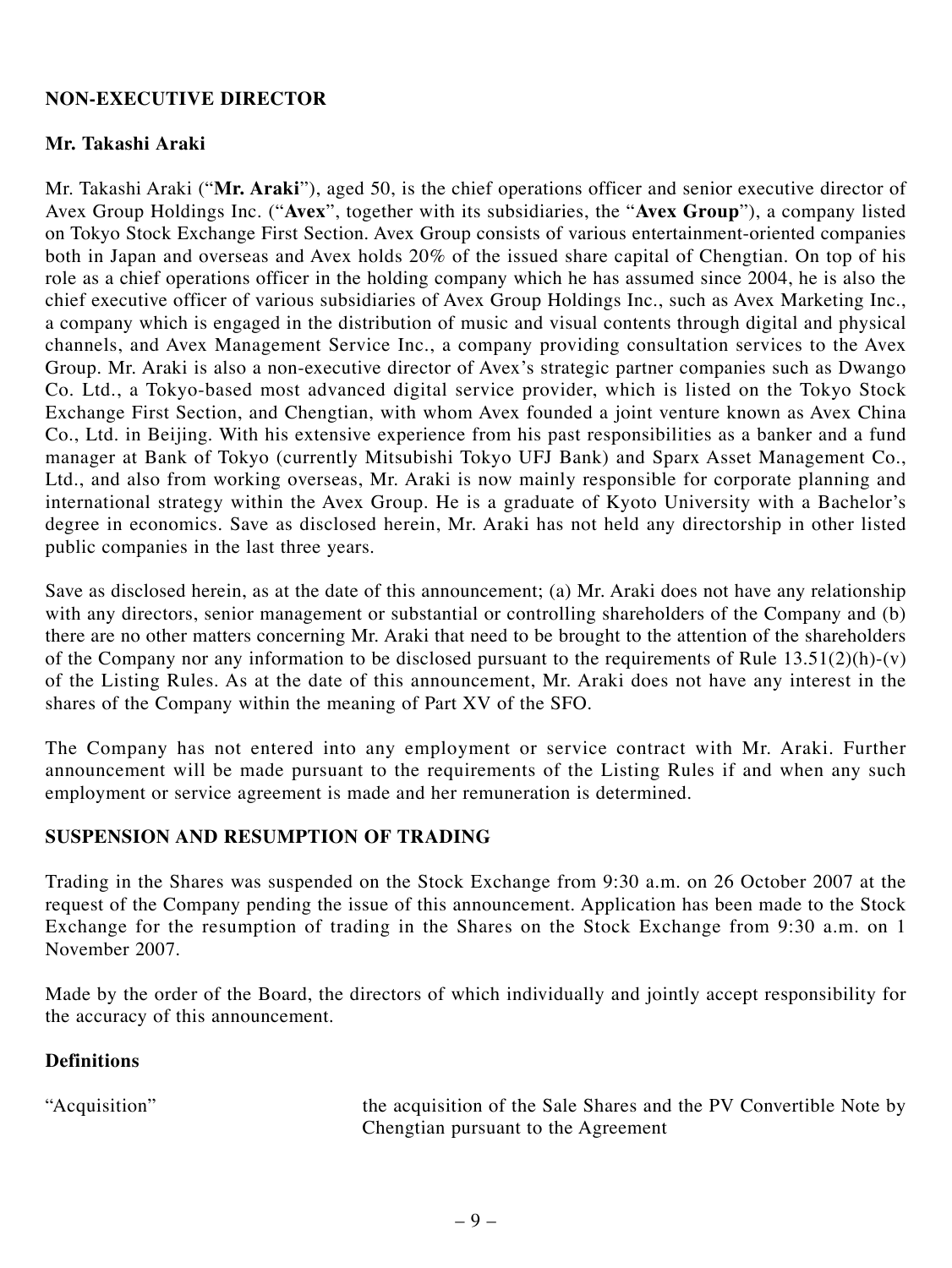## NON-EXECUTIVE DIRECTOR

### Mr. Takashi Araki

Mr. Takashi Araki ("**Mr. Araki**"), aged 50, is the chief operations officer and senior executive director of Avex Group Holdings Inc. ("**Avex**", together with its subsidiaries, the "**Avex Group**"), a company listed on Tokyo Stock Exchange First Section. Avex Group consists of various entertainment-oriented companies both in Japan and overseas and Avex holds 20% of the issued share capital of Chengtian. On top of his role as a chief operations officer in the holding company which he has assumed since 2004, he is also the chief executive officer of various subsidiaries of Avex Group Holdings Inc., such as Avex Marketing Inc., a company which is engaged in the distribution of music and visual contents through digital and physical channels, and Avex Management Service Inc., a company providing consultation services to the Avex Group. Mr. Araki is also a non-executive director of Avex's strategic partner companies such as Dwango Co. Ltd., a Tokyo-based most advanced digital service provider, which is listed on the Tokyo Stock Exchange First Section, and Chengtian, with whom Avex founded a joint venture known as Avex China Co., Ltd. in Beijing. With his extensive experience from his past responsibilities as a banker and a fund manager at Bank of Tokyo (currently Mitsubishi Tokyo UFJ Bank) and Sparx Asset Management Co., Ltd., and also from working overseas, Mr. Araki is now mainly responsible for corporate planning and international strategy within the Avex Group. He is a graduate of Kyoto University with a Bachelor's degree in economics. Save as disclosed herein, Mr. Araki has not held any directorship in other listed public companies in the last three years.

Save as disclosed herein, as at the date of this announcement; (a) Mr. Araki does not have any relationship with any directors, senior management or substantial or controlling shareholders of the Company and (b) there are no other matters concerning Mr. Araki that need to be brought to the attention of the shareholders of the Company nor any information to be disclosed pursuant to the requirements of Rule 13.51(2)(h)-(v) of the Listing Rules. As at the date of this announcement, Mr. Araki does not have any interest in the shares of the Company within the meaning of Part XV of the SFO.

The Company has not entered into any employment or service contract with Mr. Araki. Further announcement will be made pursuant to the requirements of the Listing Rules if and when any such employment or service agreement is made and her remuneration is determined.

## SUSPENSION AND RESUMPTION OF TRADING

Trading in the Shares was suspended on the Stock Exchange from 9:30 a.m. on 26 October 2007 at the request of the Company pending the issue of this announcement. Application has been made to the Stock Exchange for the resumption of trading in the Shares on the Stock Exchange from 9:30 a.m. on 1 November 2007.

Made by the order of the Board, the directors of which individually and jointly accept responsibility for the accuracy of this announcement.

### Definitions

| | |
|---|---|
| "Acquisition" | the acquisition of the Sale Shares and the PV Convertible Note by Chengtian pursuant to the Agreement |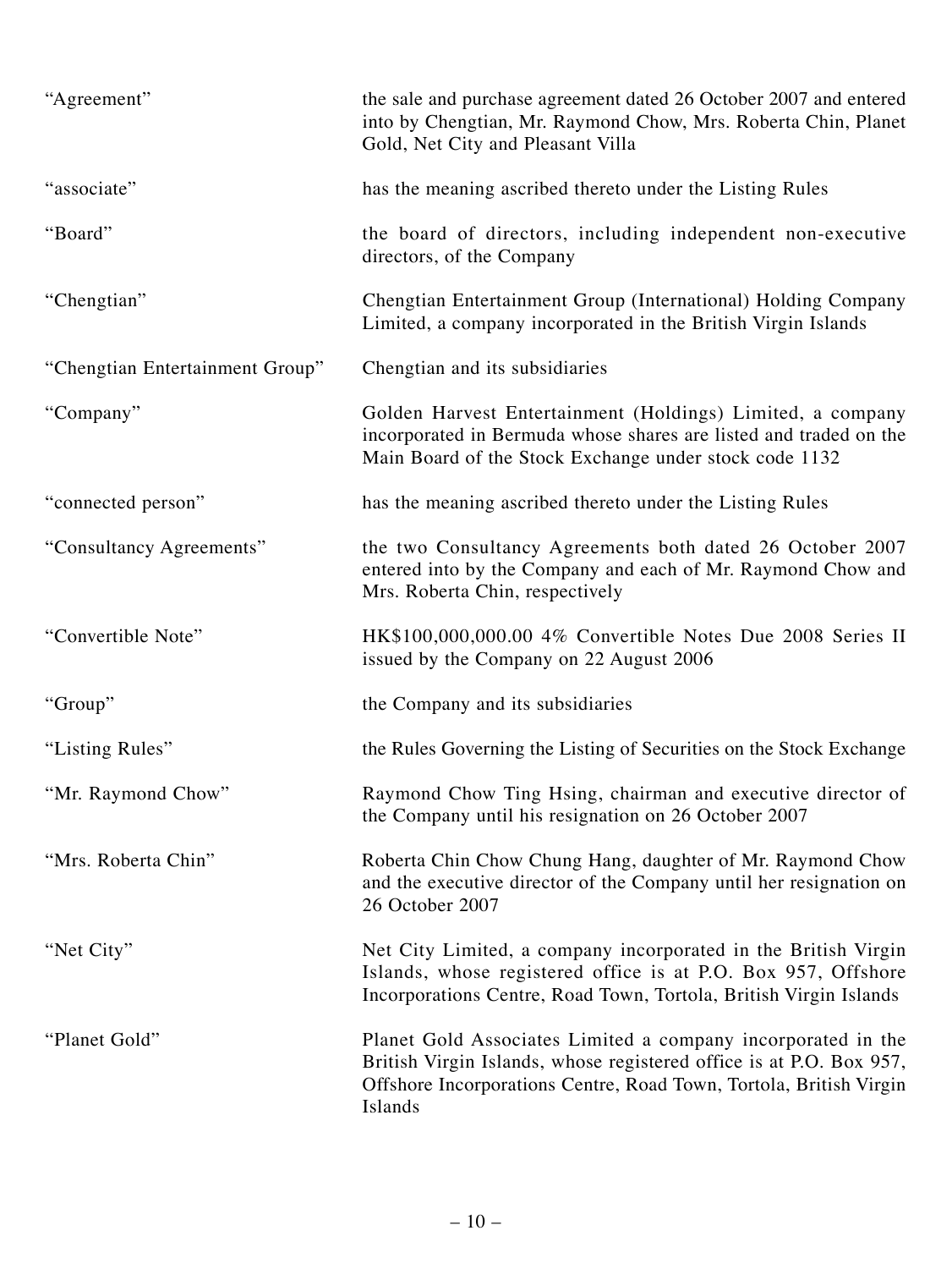| | |
|---|---|
| "Agreement" | the sale and purchase agreement dated 26 October 2007 and entered into by Chengtian, Mr. Raymond Chow, Mrs. Roberta Chin, Planet Gold, Net City and Pleasant Villa |
| "associate" | has the meaning ascribed thereto under the Listing Rules |
| "Board" | the board of directors, including independent non-executive directors, of the Company |
| "Chengtian" | Chengtian Entertainment Group (International) Holding Company Limited, a company incorporated in the British Virgin Islands |
| "Chengtian Entertainment Group" | Chengtian and its subsidiaries |
| "Company" | Golden Harvest Entertainment (Holdings) Limited, a company incorporated in Bermuda whose shares are listed and traded on the Main Board of the Stock Exchange under stock code 1132 |
| "connected person" | has the meaning ascribed thereto under the Listing Rules |
| "Consultancy Agreements" | the two Consultancy Agreements both dated 26 October 2007 entered into by the Company and each of Mr. Raymond Chow and Mrs. Roberta Chin, respectively |
| "Convertible Note" | HK$100,000,000.00 4% Convertible Notes Due 2008 Series II issued by the Company on 22 August 2006 |
| "Group" | the Company and its subsidiaries |
| "Listing Rules" | the Rules Governing the Listing of Securities on the Stock Exchange |
| "Mr. Raymond Chow" | Raymond Chow Ting Hsing, chairman and executive director of the Company until his resignation on 26 October 2007 |
| "Mrs. Roberta Chin" | Roberta Chin Chow Chung Hang, daughter of Mr. Raymond Chow and the executive director of the Company until her resignation on 26 October 2007 |
| "Net City" | Net City Limited, a company incorporated in the British Virgin Islands, whose registered office is at P.O. Box 957, Offshore Incorporations Centre, Road Town, Tortola, British Virgin Islands |
| "Planet Gold" | Planet Gold Associates Limited a company incorporated in the British Virgin Islands, whose registered office is at P.O. Box 957, Offshore Incorporations Centre, Road Town, Tortola, British Virgin Islands |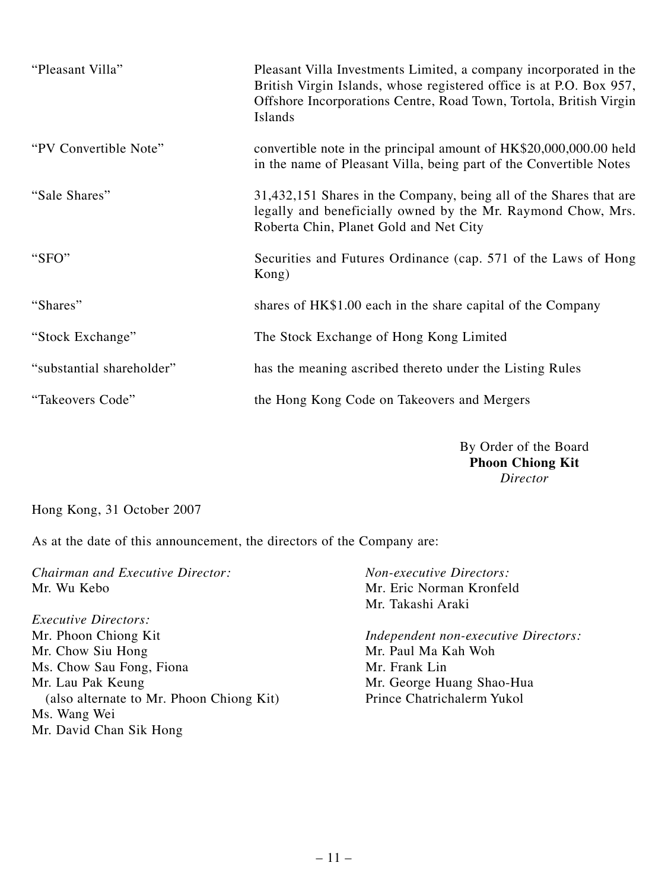| | |
|---|---|
| "Pleasant Villa" | Pleasant Villa Investments Limited, a company incorporated in the British Virgin Islands, whose registered office is at P.O. Box 957, Offshore Incorporations Centre, Road Town, Tortola, British Virgin Islands |
| "PV Convertible Note" | convertible note in the principal amount of HK$20,000,000.00 held in the name of Pleasant Villa, being part of the Convertible Notes |
| "Sale Shares" | 31,432,151 Shares in the Company, being all of the Shares that are legally and beneficially owned by the Mr. Raymond Chow, Mrs. Roberta Chin, Planet Gold and Net City |
| "SFO" | Securities and Futures Ordinance (cap. 571 of the Laws of Hong Kong) |
| "Shares" | shares of HK$1.00 each in the share capital of the Company |
| "Stock Exchange" | The Stock Exchange of Hong Kong Limited |
| "substantial shareholder" | has the meaning ascribed thereto under the Listing Rules |
| "Takeovers Code" | the Hong Kong Code on Takeovers and Mergers |

By Order of the Board
**Phoon Chiong Kit**
*Director*

Hong Kong, 31 October 2007

As at the date of this announcement, the directors of the Company are:

*Chairman and Executive Director:*
Mr. Wu Kebo

*Executive Directors:*
Mr. Phoon Chiong Kit
Mr. Chow Siu Hong
Ms. Chow Sau Fong, Fiona
Mr. Lau Pak Keung
(also alternate to Mr. Phoon Chiong Kit)
Ms. Wang Wei
Mr. David Chan Sik Hong

*Non-executive Directors:*
Mr. Eric Norman Kronfeld
Mr. Takashi Araki

*Independent non-executive Directors:*
Mr. Paul Ma Kah Woh
Mr. Frank Lin
Mr. George Huang Shao-Hua
Prince Chatrichalerm Yukol